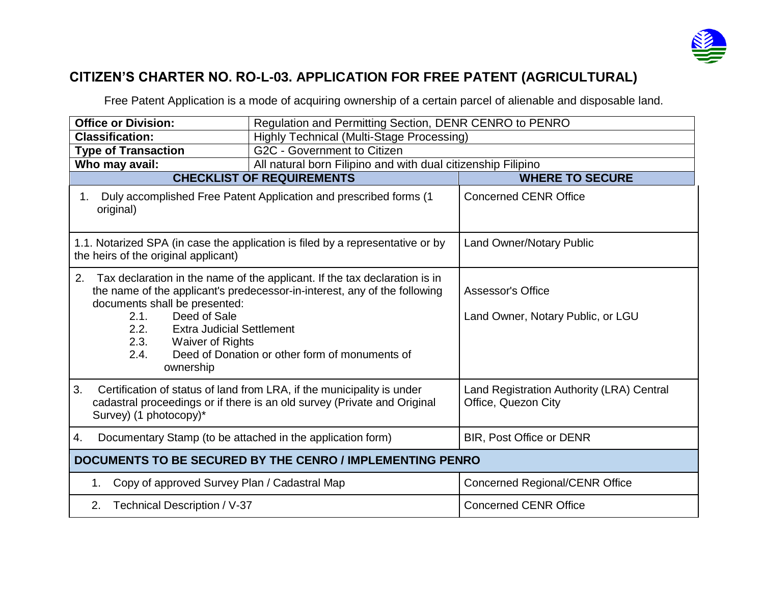# CITIZEN'S CHARTER NO. RO-L-03. APPLICATION FOR FREE PATENT (AGRICULTURAL)

Free Patent Application is a mode of acquiring ownership of a certain parcel of alienable and disposable land.

| | |
|---|---|
| **Office or Division:** | Regulation and Permitting Section, DENR CENRO to PENRO |
| **Classification:** | Highly Technical (Multi-Stage Processing) |
| **Type of Transaction** | G2C - Government to Citizen |
| **Who may avail:** | All natural born Filipino and with dual citizenship Filipino |

| CHECKLIST OF REQUIREMENTS | WHERE TO SECURE |
|---|---|
| 1. Duly accomplished Free Patent Application and prescribed forms (1 original) | Concerned CENR Office |
| 1.1. Notarized SPA (in case the application is filed by a representative or by the heirs of the original applicant) | Land Owner/Notary Public |
| 2. Tax declaration in the name of the applicant. If the tax declaration is in the name of the applicant's predecessor-in-interest, any of the following documents shall be presented:<br>2.1. Deed of Sale<br>2.2. Extra Judicial Settlement<br>2.3. Waiver of Rights<br>2.4. Deed of Donation or other form of monuments of ownership | Assessor's Office<br><br>Land Owner, Notary Public, or LGU |
| 3. Certification of status of land from LRA, if the municipality is under cadastral proceedings or if there is an old survey (Private and Original Survey) (1 photocopy)* | Land Registration Authority (LRA) Central Office, Quezon City |
| 4. Documentary Stamp (to be attached in the application form) | BIR, Post Office or DENR |
| **DOCUMENTS TO BE SECURED BY THE CENRO / IMPLEMENTING PENRO** | |
| 1. Copy of approved Survey Plan / Cadastral Map | Concerned Regional/CENR Office |
| 2. Technical Description / V-37 | Concerned CENR Office |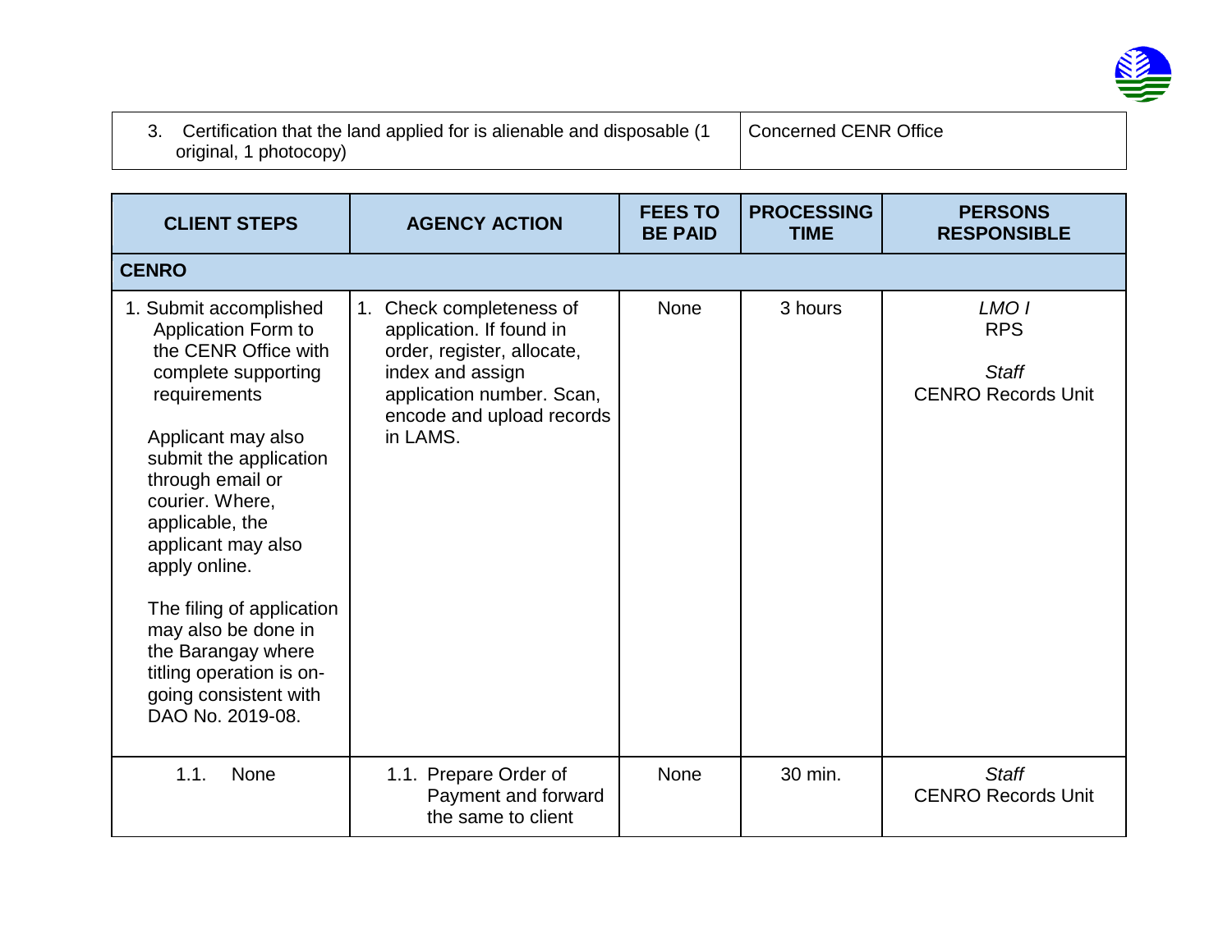| | |
|---|---|
| 3. Certification that the land applied for is alienable and disposable (1 original, 1 photocopy) | Concerned CENR Office |

| CLIENT STEPS | AGENCY ACTION | FEES TO BE PAID | PROCESSING TIME | PERSONS RESPONSIBLE |
|---|---|---|---|---|
| **CENRO** | | | | |
| 1. Submit accomplished Application Form to the CENR Office with complete supporting requirements<br><br>Applicant may also submit the application through email or courier. Where, applicable, the applicant may also apply online.<br><br>The filing of application may also be done in the Barangay where titling operation is on-going consistent with DAO No. 2019-08. | 1. Check completeness of application. If found in order, register, allocate, index and assign application number. Scan, encode and upload records in LAMS. | None | 3 hours | *LMO I*<br>RPS<br><br>*Staff*<br>CENRO Records Unit |
| 1.1. None | 1.1. Prepare Order of Payment and forward the same to client | None | 30 min. | *Staff*<br>CENRO Records Unit |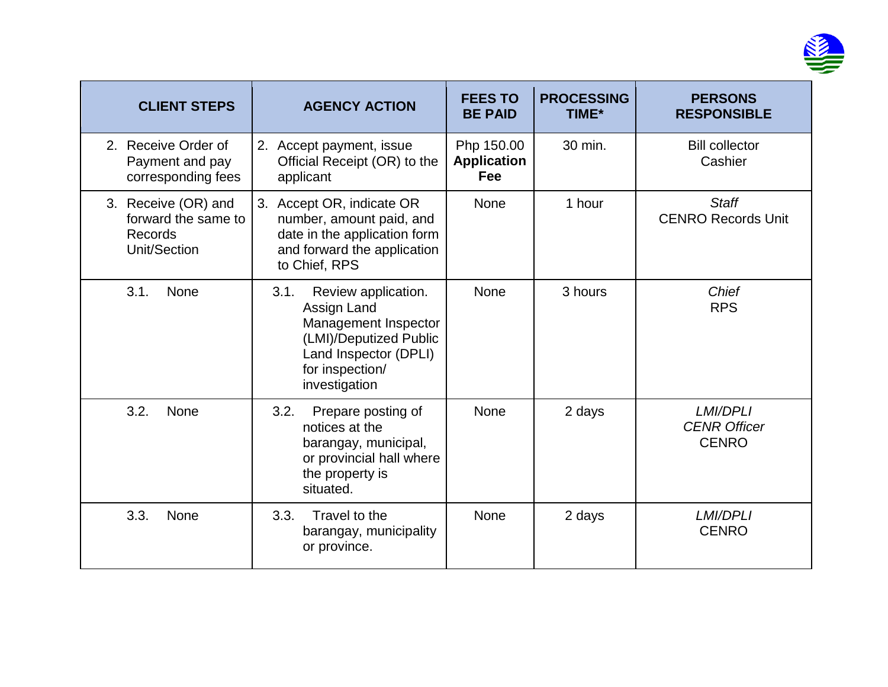| CLIENT STEPS | AGENCY ACTION | FEES TO BE PAID | PROCESSING TIME* | PERSONS RESPONSIBLE |
|---|---|---|---|---|
| 2. Receive Order of Payment and pay corresponding fees | 2. Accept payment, issue Official Receipt (OR) to the applicant | Php 150.00 **Application Fee** | 30 min. | Bill collector Cashier |
| 3. Receive (OR) and forward the same to Records Unit/Section | 3. Accept OR, indicate OR number, amount paid, and date in the application form and forward the application to Chief, RPS | None | 1 hour | *Staff* CENRO Records Unit |
| 3.1. None | 3.1. Review application. Assign Land Management Inspector (LMI)/Deputized Public Land Inspector (DPLI) for inspection/ investigation | None | 3 hours | *Chief* RPS |
| 3.2. None | 3.2. Prepare posting of notices at the barangay, municipal, or provincial hall where the property is situated. | None | 2 days | *LMI/DPLI* *CENR Officer* CENRO |
| 3.3. None | 3.3. Travel to the barangay, municipality or province. | None | 2 days | *LMI/DPLI* CENRO |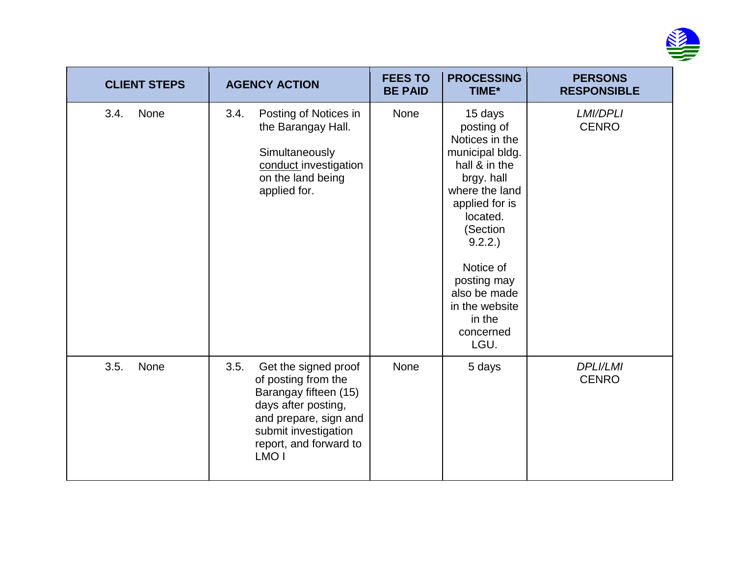| CLIENT STEPS | AGENCY ACTION | FEES TO BE PAID | PROCESSING TIME* | PERSONS RESPONSIBLE |
|---|---|---|---|---|
| 3.4. None | 3.4. Posting of Notices in the Barangay Hall.<br><br>Simultaneously conduct investigation on the land being applied for. | None | 15 days posting of Notices in the municipal bldg. hall & in the brgy. hall where the land applied for is located. (Section 9.2.2.)<br><br>Notice of posting may also be made in the website in the concerned LGU. | *LMI/DPLI*<br>CENRO |
| 3.5. None | 3.5. Get the signed proof of posting from the Barangay fifteen (15) days after posting, and prepare, sign and submit investigation report, and forward to LMO I | None | 5 days | *DPLI/LMI*<br>CENRO |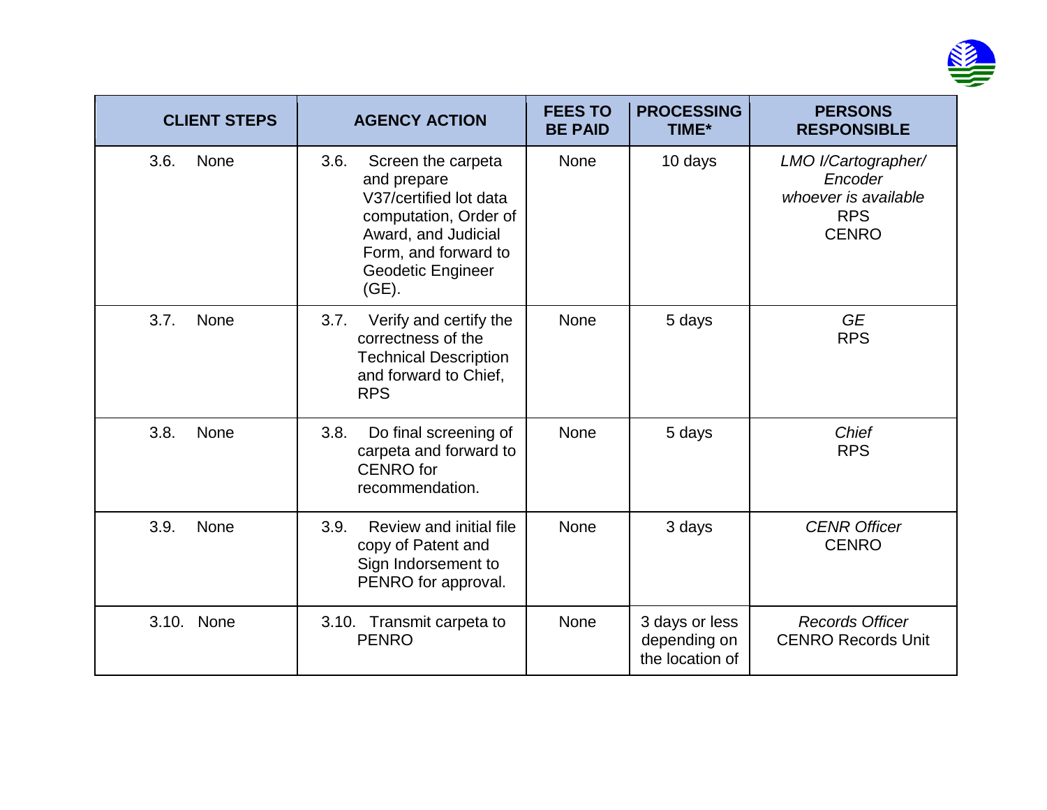| CLIENT STEPS | AGENCY ACTION | FEES TO BE PAID | PROCESSING TIME* | PERSONS RESPONSIBLE |
|---|---|---|---|---|
| 3.6. None | 3.6. Screen the carpeta and prepare V37/certified lot data computation, Order of Award, and Judicial Form, and forward to Geodetic Engineer (GE). | None | 10 days | *LMO I/Cartographer/ Encoder whoever is available* RPS CENRO |
| 3.7. None | 3.7. Verify and certify the correctness of the Technical Description and forward to Chief, RPS | None | 5 days | *GE* RPS |
| 3.8. None | 3.8. Do final screening of carpeta and forward to CENRO for recommendation. | None | 5 days | *Chief* RPS |
| 3.9. None | 3.9. Review and initial file copy of Patent and Sign Indorsement to PENRO for approval. | None | 3 days | *CENR Officer* CENRO |
| 3.10. None | 3.10. Transmit carpeta to PENRO | None | 3 days or less depending on the location of | *Records Officer* CENRO Records Unit |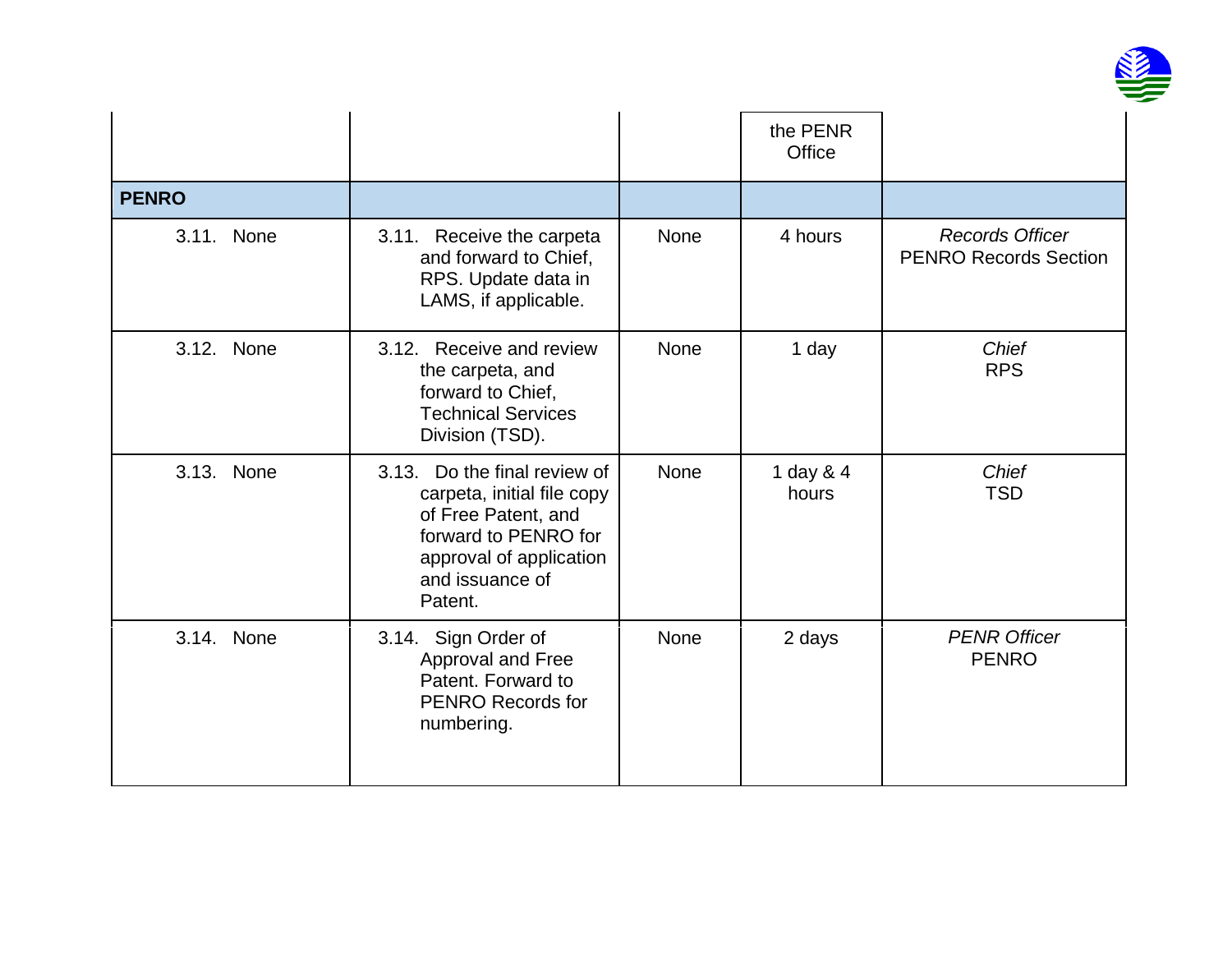| | | | | |
|---|---|---|---|---|
| | | | the PENR Office | |
| **PENRO** | | | | |
| 3.11. None | 3.11. Receive the carpeta and forward to Chief, RPS. Update data in LAMS, if applicable. | None | 4 hours | *Records Officer* PENRO Records Section |
| 3.12. None | 3.12. Receive and review the carpeta, and forward to Chief, Technical Services Division (TSD). | None | 1 day | *Chief* RPS |
| 3.13. None | 3.13. Do the final review of carpeta, initial file copy of Free Patent, and forward to PENRO for approval of application and issuance of Patent. | None | 1 day & 4 hours | *Chief* TSD |
| 3.14. None | 3.14. Sign Order of Approval and Free Patent. Forward to PENRO Records for numbering. | None | 2 days | *PENR Officer* PENRO |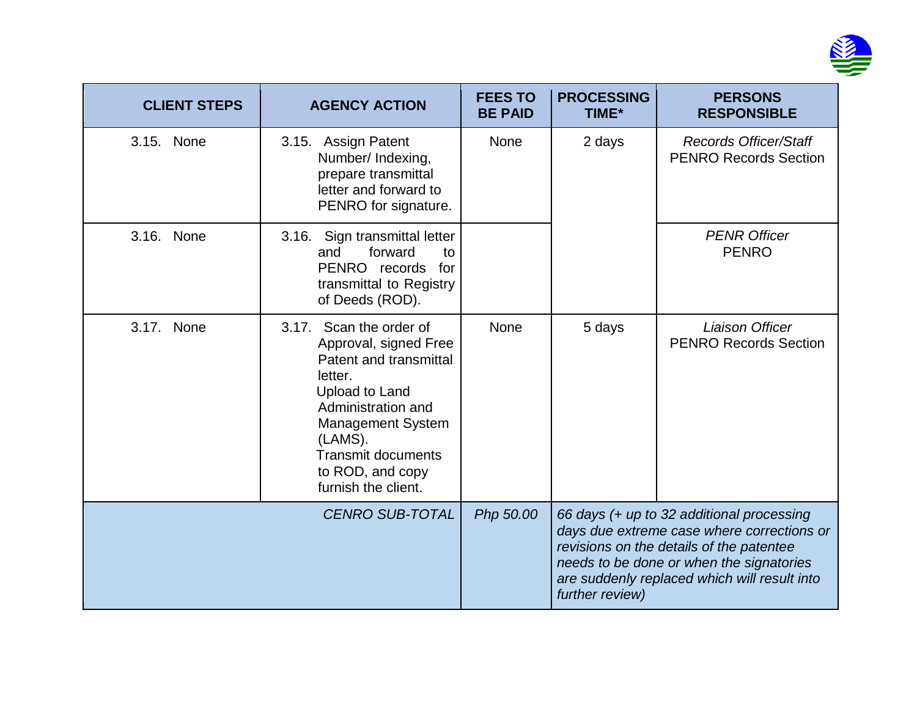| CLIENT STEPS | AGENCY ACTION | FEES TO BE PAID | PROCESSING TIME* | PERSONS RESPONSIBLE |
|---|---|---|---|---|
| 3.15. None | 3.15. Assign Patent Number/ Indexing, prepare transmittal letter and forward to PENRO for signature. | None | 2 days | *Records Officer/Staff* PENRO Records Section |
| 3.16. None | 3.16. Sign transmittal letter and forward to PENRO records for transmittal to Registry of Deeds (ROD). | | | *PENR Officer* PENRO |
| 3.17. None | 3.17. Scan the order of Approval, signed Free Patent and transmittal letter. Upload to Land Administration and Management System (LAMS). Transmit documents to ROD, and copy furnish the client. | None | 5 days | *Liaison Officer* PENRO Records Section |
| | *CENRO SUB-TOTAL* | *Php 50.00* | *66 days (+ up to 32 additional processing days due extreme case where corrections or revisions on the details of the patentee needs to be done or when the signatories are suddenly replaced which will result into further review)* | |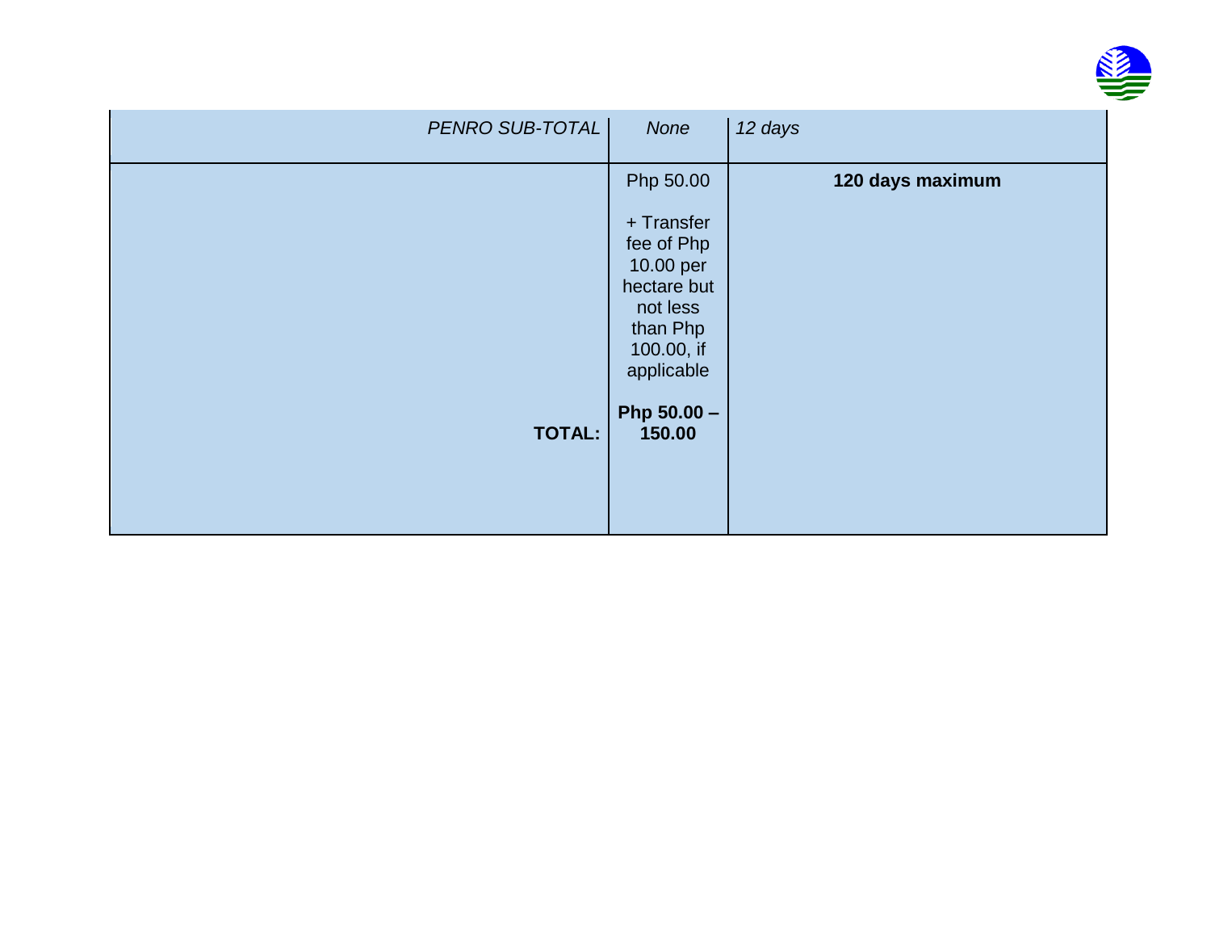| | | |
|---|---|---|
| *PENRO SUB-TOTAL* | *None* | *12 days* |
| **TOTAL:** | Php 50.00<br><br>+ Transfer fee of Php 10.00 per hectare but not less than Php 100.00, if applicable<br><br>**Php 50.00 – 150.00** | **120 days maximum** |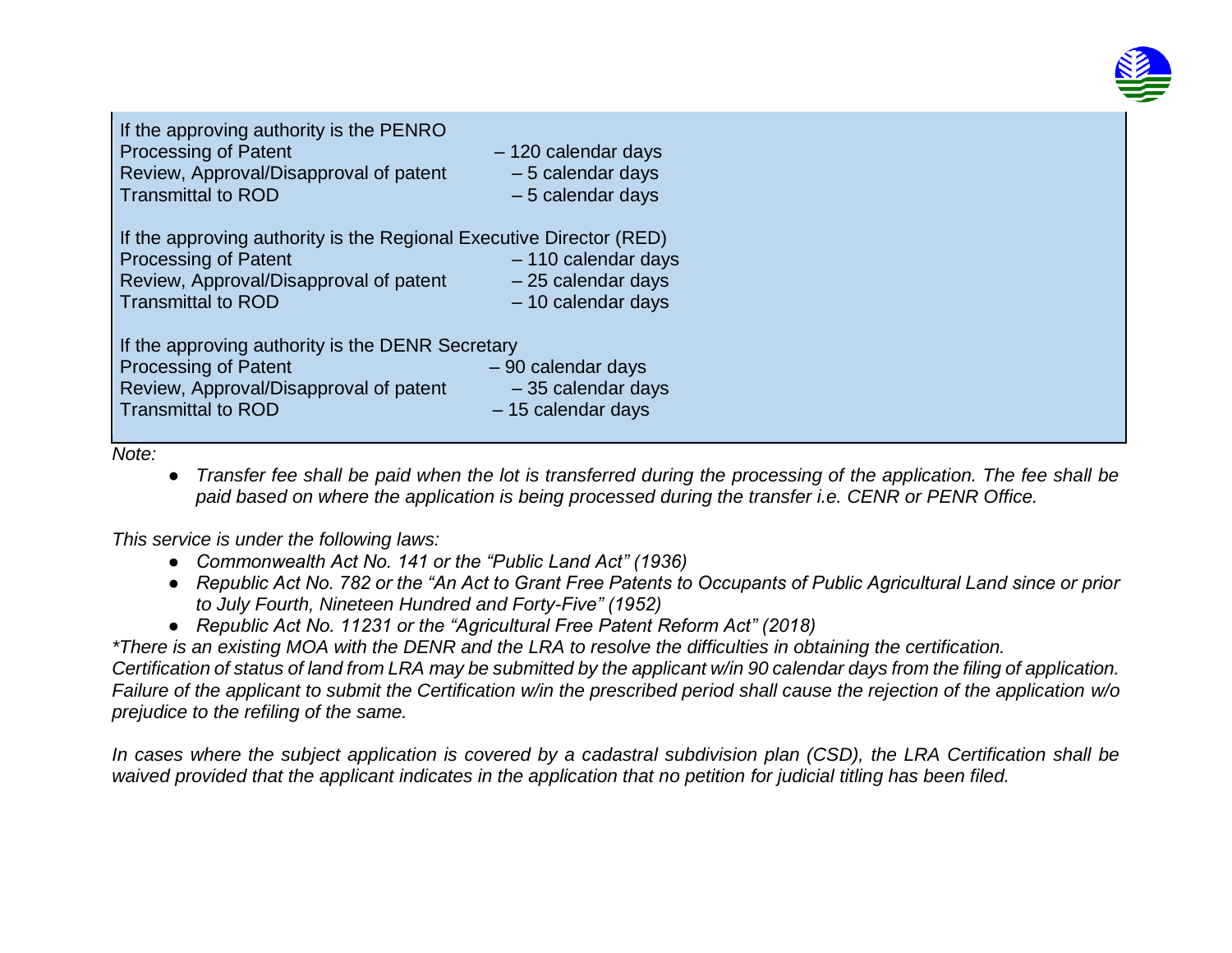If the approving authority is the PENRO
Processing of Patent – 120 calendar days
Review, Approval/Disapproval of patent – 5 calendar days
Transmittal to ROD – 5 calendar days

If the approving authority is the Regional Executive Director (RED)
Processing of Patent – 110 calendar days
Review, Approval/Disapproval of patent – 25 calendar days
Transmittal to ROD – 10 calendar days

If the approving authority is the DENR Secretary
Processing of Patent – 90 calendar days
Review, Approval/Disapproval of patent – 35 calendar days
Transmittal to ROD – 15 calendar days

*Note:*

- *Transfer fee shall be paid when the lot is transferred during the processing of the application. The fee shall be paid based on where the application is being processed during the transfer i.e. CENR or PENR Office.*

*This service is under the following laws:*

- *Commonwealth Act No. 141 or the "Public Land Act" (1936)*
- *Republic Act No. 782 or the "An Act to Grant Free Patents to Occupants of Public Agricultural Land since or prior to July Fourth, Nineteen Hundred and Forty-Five" (1952)*
- *Republic Act No. 11231 or the "Agricultural Free Patent Reform Act" (2018)*

*\*There is an existing MOA with the DENR and the LRA to resolve the difficulties in obtaining the certification. Certification of status of land from LRA may be submitted by the applicant w/in 90 calendar days from the filing of application. Failure of the applicant to submit the Certification w/in the prescribed period shall cause the rejection of the application w/o prejudice to the refiling of the same.*

*In cases where the subject application is covered by a cadastral subdivision plan (CSD), the LRA Certification shall be waived provided that the applicant indicates in the application that no petition for judicial titling has been filed.*